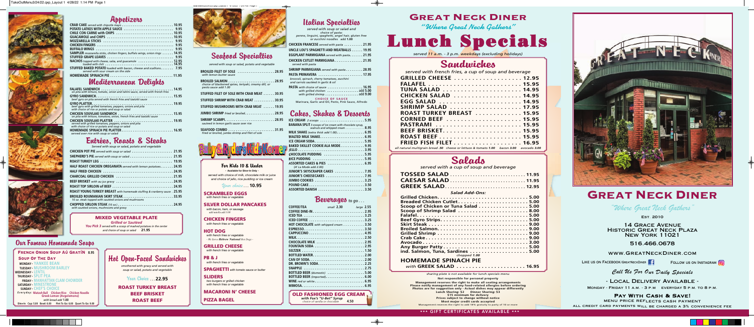# Appetizers

- CRAB CAKE *served with chipotle mayo* ........ 10.95
- POTATO LATKES WITH APPLE SAUCE ........ 9.95
- CHILE CON CARNE with CHIPS ........ 10.95
- GUACAMOLE and CHIPS ........ 10.95
- MOZZARELLA STICKS ........ 9.95
- CHICKEN FINGERS ........ 9.95
- BUFFALO WINGS ........ 9.95
- SAMPLER *mozzarella sticks, chicken fingers, buffalo wings, onion rings* ........ 14.95
- STUFFED GRAPE LEAVES ........ 9.95
- NACHOS *topped with cheese, salsa, and guacamole* ........ 12.95
  - *loaded with chili* ........ 14.95
- STUFFED BAKED POTATO *loaded with bacon, cheese and scallions, served with sour cream on the side* ........ 7.95
- HOMEMADE SPINACH PIE ........ 11.95

# Mediterranean Delights

- FALAFEL SANDWICH ........ 14.95
  *on pita with lettuce, tomato, onion and tahini sauce, served with french fries*
- GYRO SANDWICH ........ 15.95
  *beef gyro on pita served with french fries and tzatziki sauce*
- GYRO PLATTER ........ 19.95
  *beef gyro with grilled tomatoes, peppers, onions and pita with choice of rice or potato and soup or salad*
- CHICKEN SOUVLAKI SANDWICH ........ 15.95
  *on pita with lettuce, tomatoes, onion, french fries and tzatziki sauce*
- CHICKEN SOUVLAKI PLATTER ........ 19.95
  *served with grilled tomatoes, peppers, onions and pita with choice of rice or potato and soup or salad*
- HOMEMADE SPINACH PIE PLATTER ........ 16.95
  *served over rice with soup or salad*

# Entrées, Roasts & Steaks

*Served with soup or salad, potato and vegetable*

- CHICKEN POT PIE *served with soup or salad* ........ 21.95
- SHEPERD'S PIE *served with soup or salad* ........ 21.95
- ROAST TURKEY LEG ........ 19.95
- HALF ROAST CHICKEN OREGANATA *served with lemon potatoes* ........ 24.95
- HALF FRIED CHICKEN ........ 24.95
- CHARCOAL GRILLED CHICKEN ........ 21.95
- BEEF BRISKET *with au jus gravy* ........ 24.95
- ROAST TOP SIRLOIN of BEEF ........ 24.95
- ROAST YOUNG TURKEY BREAST *with homemade stuffing & cranberry sauce* .. 25.95
- BROILED ROUMANIAN SKIRT STEAK ........ 33.95
  *16 oz. steak topped with sautéed onions and mushrooms*
- CHOPPED SIRLOIN STEAK *(16 oz.)* ........ 24.95
  *with sautéed onions, mushrooms and gravy*

**MIXED VEGETABLE PLATE**
*Grilled or Sautéed*
*You Pick 3 served with a scoop of mashed potatoes in the center and choice of soup or salad* **21.95**

# Our Famous Homemade Soups

**FRENCH ONION SOUP AU GRATIN 8.95**

**SOUP OF THE DAY**

- MONDAY - YANKEE BEAN
- TUESDAY - MUSHROOM BARLEY
- WEDNESDAY - LENTIL
- THURSDAY - SPLIT PEA
- FRIDAY - MANHATTAN CLAM CHOWDER
- SATURDAY - MINESTRONE
- SUNDAY - CHEF'S CHOICE

*Everyday:* Matzoh Ball Chicken Rice Chicken Noodle Greek Lemon (Avgolemono) *with bread add* 1.00

Dine-In Cup: 5.00 Bowl: 6.00 Pint To Go: 6.00 Quart To Go: 9.00

# Seafood Specialties

*served with soup or salad, potato and vegetable*

- BROILED FILET OF SOLE ........ 28.95
  *with lemon butter sauce*
- BROILED SALMON ........ 28.95
  *choice of blackened spices, teriyaki, creamy dill, or pesto sauce add 1.00*
- STUFFED FILET OF SOLE WITH CRAB MEAT ........ 30.95
- STUFFED SHRIMP WITH CRAB MEAT ........ 30.95
- STUFFED MUSHROOMS WITH CRAB MEAT ........ 19.95
- JUMBO SHRIMP *fried or broiled* ........ 28.95
- SHRIMP SCAMPI ........ 28.95
  *sautéed in lemon garlic sauce over rice*
- SEAFOOD COMBO ........ 31.95
  *fried or broiled, jumbo shrimp and filet of sole*

# Ruby & Ryder's Kids Korner

**For Kids 10 & Under**
~ Available for Dine-In Only ~
*served with choice of milk, chocolate milk or juice and choice of jello, rice pudding or ice cream*

*Your choice* ... **10.95**

- **SCRAMBLED EGGS** *with french fries or vegetable*
- **SILVER DOLLAR PANCAKES** *with bacon, ham, or sausage* *add nutella add 1.00*
- **CHICKEN FINGERS** *with french fries or vegetable*
- **HOT DOG** *with french fries or vegetable* *~ We Serve Hebrew National Hot Dogs ~*
- **GRILLED CHEESE** *with french fries or vegetable*
- **PB & J** *with french fries or vegetable*
- **SPAGHETTI** *with tomato sauce or butter*
- **SLIDERS** *two burgers or grilled chicken with french fries or vegetable*
- **MACARONI N' CHEESE**
- **PIZZA BAGEL**

# Hot Open-Faced Sandwiches

*smothered with gravy and served with soup or salad, potato and vegetable*

Your Choice ... **22.95**

- ROAST TURKEY BREAST
- BEEF BRISKET
- ROAST BEEF

# Italian Specialties

*served with soup or salad and choice of pasta: penne, linguini, spaghetti, angel hair, gluten free or zucchini noodles add 1.00*

- CHICKEN FRANCESE *served with pasta* ........ 21.95
- UNCLE LOU'S SPAGHETTI AND MEATBALLS ........ 19.95
- EGGPLANT PARMIGIANA *served with pasta* ........ 21.95
- CHICKEN CUTLET PARMIGIANA ........ 21.95
  *served with pasta*
- SHRIMP PARMIGIANA *served with pasta* ........ 28.95
- PASTA PRIMAVERA ........ 17.95
  *broccoli, spinach, cherry tomatoes, zucchini and carrots sautéed in garlic & oil*
- PASTA *with choice of sauce* ........ 16.95
  - *with grilled chicken* ........ add 5.00
  - *with grilled shrimp* ........ add 9.00

**CHOICE OF SAUCE**
Marinara, Garlic and Oil, Pesto, Pink Sauce, Alfredo

# Cakes, Shakes & Desserts

- ICE CREAM *2 scoops* ........ 5.95
- BANANA SPLIT *3 scoops of ice cream with chocolate syrup, walnuts and whipped cream* ........ 8.95
- MILK SHAKE *(extra thick add 1.00)* ........ 6.95
- MALTED MILK SHAKE ........ 6.95
- ICE CREAM SODA ........ 5.95
- BAKED SKILLET COOKIE ALA MODE ........ 9.95
- JELLO ........ 3.95
- CHOCOLATE PUDDING ........ 5.95
- RICE PUDDING ........ 5.95
- ASSORTED CAKES & PIES ........ 6.95
  *(A' La Mode add 2.00)*
- JUNIOR'S SKYSCRAPER CAKES ........ 7.95
- JUNIOR'S CHEESECAKES ........ 7.95
- JUMBO COOKIES ........ 3.25
- POUND CAKE ........ 3.50
- ASSORTED DANISH ........ 3.50

# Beverages to go...

- COFFEE/TEA ........ *small* 2.30 *large* 2.55
- COFFEE DINE-IN ........ 2.95
- ICED TEA ........ 3.25
- ICED COFFEE ........ 3.25
- HOT CHOCOLATE *with whipped cream* ........ 3.50
- ESPRESSO ........ 3.50
- CAPPUCCINO ........ 4.95
- MILK ........ 2.50
- CHOCOLATE MILK ........ 2.95
- FOUNTAIN SODA ........ 2.95
- SELTZER ........ 1.50
- BOTTLED WATER ........ 2.00
- CAN OF SODA ........ 2.00
- DR. BROWN'S SODA ........ 2.25
- SNAPPLE ........ 2.75
- BOTTLED BEER *(domestic)* ........ 5.00
- BOTTLED BEER *(imported)* ........ 6.00
- WINE *red or white* ........ 6.95
- MIMOSA ........ 6.95

**OLD FASHIONED EGG CREAM**
*with Fox's "U-Bet" Syrup choice of vanilla or chocolate* **4.50**

# GREAT NECK DINER

*"Where Great Neck Gathers"*

# Lunch Specials

*served 11 a.m. - 3 p.m. weekdays (excluding holidays)*

## Sandwiches

*served with french fries, a cup of soup and beverage*

- GRILLED CHEESE ........ 12.95
- FALAFEL ........ 15.95
- TUNA SALAD ........ 14.95
- CHICKEN SALAD ........ 14.95
- EGG SALAD ........ 14.95
- SHRIMP SALAD ........ 17.95
- ROAST TURKEY BREAST ........ 15.95
- CORNED BEEF ........ 15.95
- PASTRAMI ........ 15.95
- BEEF BRISKET ........ 15.95
- ROAST BEEF ........ 15.95
- FRIED FISH FILET ........ 16.95

*all natural multigrain bread .50 cheese or lettuce & tomato 1.00 bacon 3.00 avocado 3.00*

## Salads

*served with a cup of soup and beverage*

- TOSSED SALAD ........ 11.95
- CAESAR SALAD ........ 11.95
- GREEK SALAD ........ 12.95

*Salad Add-Ons:*

- Grilled Chicken ........ 5.00
- Breaded Chicken Cutlet ........ 5.00
- Scoop of Chicken or Tuna Salad ........ 5.00
- Scoop of Shrimp Salad ........ 8.00
- Falafel ........ 5.00
- Beef Gyro Strips ........ 5.00
- Skirt Steak ........ 9.00
- Broiled Salmon ........ 9.00
- Grilled Shrimp ........ 9.00
- Crab Cake ........ 9.00
- Avocado ........ 3.00
- Any Burger Patty ........ 5.00
- Ind. Salmon, Tuna, Sardines ........ 5.00
  *chopped 1.00*

**HOMEMADE SPINACH PIE**
*with* GREEK SALAD ........ 16.95

*sharing plate is not available for lunch specials menu*

**Not responsible for personal property**
Management reserves the right to make all seating arrangements
Please notify management of any food-related allergies before ordering
Photos are for suggestion only - Actual dishes may appear differently
Lunch Sharing: $2 Dinner Sharing: $3
$15 minimum for delivery
Prices subject to change without notice
Most major credit cards accepted
Management reserves the right to add 18% gratuity to party of 10 or more

*** GIFT CERTIFICATES AVAILABLE ***

# Great Neck Diner

*"Where Great Neck Gathers"*

Est. 2010

14 Grace Avenue
Historic Great Neck Plaza
New York 11021

516.466.0678

www.GreatNeckDiner.com

Like us on Facebook/GreatNeckDiner Follow us on Instagram

*Call Us For Our Daily Specials*

- Local Delivery Available -
Monday - Friday 11 a.m. - 3 p.m. everyday 5 p.m. to 8 p.m.

**Pay With Cash & Save!**
menu price reflects cash payment
all credit card payments will be charged a 3% convenience fee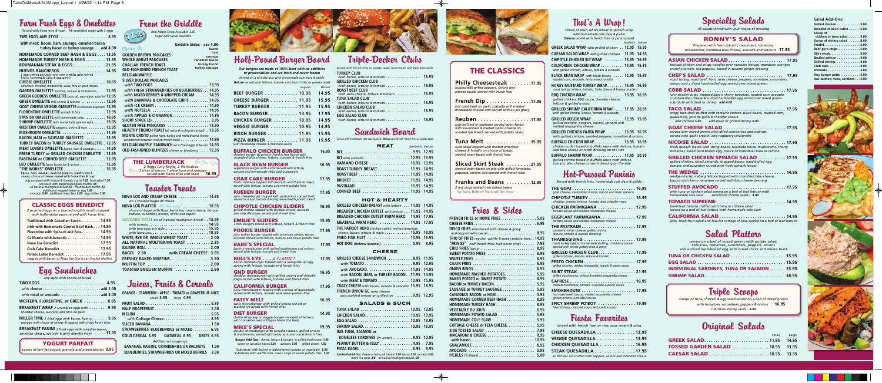# Farm Fresh Eggs & Omelettes

Served with home fries & toast   All omelettes made with 3 eggs

TWO EGGS, ANY STYLE . . . . . . . . . . . . . . . . . . . . . 8.95

With meat: bacon, ham, sausage, canadian bacon turkey bacon or turkey sausage . . add 4.00

HOMEMADE CORNED BEEF HASH & EGGS . . . . 13.95
HOMEMADE TURKEY HASH & EGGS . . . . . . . . . 13.95
ROUMANIAN STEAK & EGGS . . . . . . . . . . . . . . . 21.95
HUEVOS RANCHEROS . . . . . . . . . . . . . . . . . . . 14.95
*2 eggs served any style over corn tortillas with refried beans, homemade salsa & guacamole*
CHEESE OMELETTE . . . . . . . . . . . . . . . . . . . . . 10.95
*american, cheddar, mozzarella, swiss, feta or goat cheese*
GARDEN OMELETTE *zucchini, tomato & mushrooms* . . . . 12.95
GREEN GODDESS OMELETTE *broccoli, asparagus, zucchini* 12.95
GREEK OMELETTE *feta cheese & tomato* . . . . . . . . . 12.95
GOAT CHEESE VEGGIE OMELETTE *mushrooms & spinach* 12.95
FLORENTINE OMELETTE *spinach & feta* . . . . . . . . . . 12.95
SPANISH OMELETTE *with homemade salsa* . . . . . . . . 10.95
SHRIMP OMELETTE *with homemade spanish salsa* . . . . 19.95
WESTERN OMELETTE *peppers, onions & ham* . . . . . . . 12.95
MUSHROOM OMELETTE . . . . . . . . . . . . . . . . . . . 11.95
BACON, HAM or SAUSAGE OMELETTE . . . . . . . . . 13.95
TURKEY BACON or TURKEY SAUSAGE OMELETTE . 13.95
MEAT LOVERS OMELETTE *bacon, ham & sausage* . . . . . 14.95
FRESH TURKEY or GRILLED CHICKEN OMELETTE . 13.95
PASTRAMI or CORNED BEEF OMELETTE . . . . . . . 13.95
LEO OMELETTE *Nova Scotia lox & onions* . . . . . . . . . 17.95
"THE WORKS" OMELETTE . . . . . . . . . . . . . . . . . 16.95
*bacon, ham, sausage, sautéed peppers, mushrooms & onions, choice of cheese served with home fries & toast*
*sub potatoes with lettuce & tomato / grits 1.50  fruit salad 1.50*
*sub toast with bagel/roll/english muffin .50*
*all natural multigrain bread .50  fresh baked muffin .50*
*additional veggie/cheese or egg 1.00*
*avocado 3.00  additional meat item 3.00  egg whites 1.50*

## CLASSIC EGGS BENEDICT

*2 poached eggs on a toasted english muffin topped with hollandaise sauce served with home fries*

Traditional with Canadian Bacon . . . . . . . . . . . . 14.95
Irish with Homemade Corned Beef Hash . . . . 14.95
Florentine with Spinach and Feta . . . . . . . . . . 14.95
California with Avocado . . . . . . . . . . . . . . . . . . 14.95
Nova Lox Benedict . . . . . . . . . . . . . . . . . . . . . . . 17.95
Crab Cake Benedict . . . . . . . . . . . . . . . . . . . . . . 17.95
Potato Latke Benedict . . . . . . . . . . . . . . . . . . . . 17.95
*topped with bacon or Nova lox (not on an English Muffin)*

# Egg Sandwiches

*any style with choice of bread*

TWO EGGS . . . . . . . . . . . . . . . . . . . . . . . . . . . . . . 4.95
with cheese . . . . . . . . . . . . . . . . . . . . . . . . add 1.00
with meat or avocado . . . . . . . . . . . . . . . . . add 3.00
WESTERN, FLORENTINE, or GREEK . . . . . . . . . . 8.95
BREAKFAST WRAP *2 scrambled eggs with* . . . . . . . . . 9.95
*cheddar cheese, avocado and pico de gallo*
MILLER TIME *2 fried eggs with bacon, ham or* . . . . . . . 9.95
*sausage with choice of cheese & topped with crispy home fries*
BREAKFAST PANINI *2 fried eggs with canadian bacon, american cheese, avocado & spicy chipotle mayo* . . . . . . . 13.95

## YOGURT PARFAIT

Layers of low-fat yogurt, granola and mixed berries 9.95

# From the Griddle

11.95 *Real Maple Syrup Available 3.00  Sugar-Free Syrup Available*

Choice Of   Griddle Sides - add 4.00: bacon, ham, sausage, canadian bacon, turkey bacon, turkey sausage

GOLDEN BROWN PANCAKES
WHOLE WHEAT PANCAKES
CHALLAH FRENCH TOAST
OLD-FASHIONED FRENCH TOAST
BELGIAN WAFFLE
SILVER DOLLAR PANCAKES
*with* TWO EGGS . . . . . . . . . . . . . . . . . . . . . . . . 13.95
*with* FRESH STRAWBERRIES OR BLUEBERRIES . . 14.95
*with* MIXED BERRIES & WHIPPED CREAM . . . . . . 14.95
*with* BANANAS & CHOCOLATE CHIPS . . . . . . . . . 14.95
*with* ICE CREAM . . . . . . . . . . . . . . . . . . . . . . . . 14.95
*with* NUTELLA . . . . . . . . . . . . . . . . . . . . . . . . . . 14.95
*with* APPLES & CINNAMON . . . . . . . . . . . . . . . . 14.95
SHORT STACK (2) . . . . . . . . . . . . . . . . . . . . . . . . 9.95
GLUTEN FREE PANCAKES . . . . . . . . . . . . . . . . . 13.95
HEALTHY FRENCH TOAST *(all natural multigrain bread)* . 13.95
MONTE CRISTO *grilled ham, turkey and melted swiss cheese sandwiched between challah french toast* . . . . . . . . 14.95
BELGIAN WAFFLE SANDWICH *w/ 2 fried eggs & bacon* 14.95
OLD-FASHIONED BLINTZES *cheese or blueberry* . . . . . 12.95

## THE LUMBERJACK

*For The Hungry!*
2 Eggs Any Style, 2 Pancakes
*Plus* 2 slices of bacon, 1 piece ham and sausage served with home fries and toast 16.95

# Toaster Treats

NOVA LOX AND CREAM CHEESE . . . . . . . . . . . . 14.95
*on a toasted bagel of choice*
NOVA LOX PLATTER . . . . . . . . . . . . . . . . . . . . . 18.95
*choice of bagel with Nova Scotia lox, cream cheese, lettuce, tomato, cucumber, onions, olives and capers*
AVOCADO TOAST *on all natural multigrain bread* . . 13.95
*with tomato* . . . . . . . . . . . . . . . . . . . . . . . . . . . . 14.95
*with two eggs any style* . . . . . . . . . . . . . . . . . . . 15.95
*with Nova Lox* . . . . . . . . . . . . . . . . . . . . . . . . . . 18.95
WHITE, RYE OR WHOLE WHEAT TOAST . . . . . . . . 2.00
ALL NATURAL MULTIGRAIN TOAST . . . . . . . . . . 2.25
KAISER ROLL . . . . . . . . . . . . . . . . . . . . . . . . . . . 2.00
BAGEL 2.50   with CREAM CHEESE 3.95
FRESHLY BAKED MUFFINS . . . . . . . . . . . . . . . . 3.50
MUFFIN TOP . . . . . . . . . . . . . . . . . . . . . . . . . . . 2.00
TOASTED ENGLISH MUFFIN . . . . . . . . . . . . . . . 2.50

# Juices, Fruits & Cereals

ORANGE - CRANBERRY - APPLE - TOMATO or GRAPEFRUIT JUICE
*small* 3.95   *large* 4.95

FRUIT SALAD . . . . . . . . . . . . . . . . . . . . . . . . . . . 5.95
HALF GRAPEFRUIT . . . . . . . . . . . . . . . . . . . . . . . 5.50
MELON . . . . . . . . . . . . . . . . . . . . . . . . . . . . . . . 5.95
*with* Cottage Cheese . . . . . . . . . . . . . . . . . . . . 8.95
SLICED BANANA . . . . . . . . . . . . . . . . . . . . . . . . 1.50
STRAWBERRIES, BLUEBERRIES or MIXED . . . . . . 6.95
COLD CEREAL 3.95   OATMEAL 6.95   GRITS 6.95
*Additional toppings:*
BANANAS, RAISINS, CRANBERRIES OR WALNUTS 1.00
BLUEBERRIES, STRAWBERRIES OR MIXED BERRIES 3.00

# Half-Pound Burger Board

*Our burgers are made of 100% beef with no additives or preservatives and are fresh and never frozen*
*Served on a brioche bun with homemade cole slaw & pickle*
*Deluxe served with lettuce, tomato and french fries or potato salad*

| | Regular | Deluxe |
|---|---|---|
| BEEF BURGER | 10.95 | 14.95 |
| CHEESE BURGER | 11.95 | 15.95 |
| TURKEY BURGER | 11.95 | 15.95 |
| BACON BURGER | 13.95 | 17.95 |
| CHICKEN BURGER | 10.95 | 14.95 |
| VEGGIE BURGER | 10.95 | 14.95 |
| BISON BURGER | 11.95 | 15.95 |
| PIZZA BURGER | 11.95 | 15.95 |

*with mozzarella cheese & marinara sauce*

BUFFALO CHICKEN BURGER . . . . . . . . . . . . . . 16.95
*chicken burger doused in Frank's Hot Sauce with crumbled blue cheese, lettuce, tomato & french fries*
BLACK BEAN BURGER . . . . . . . . . . . . . . . . . . . 16.95
*vegetarian burger with a kick served with lettuce, tomato and homemade chips and guacamole*
CRAB CAKE BURGER . . . . . . . . . . . . . . . . . . . . 17.95
*fresh crabmeat topped with avocado and chipotle mayo, served with lettuce, tomato and sweet potato fries*
RUEBEN BURGER . . . . . . . . . . . . . . . . . . . . . . 17.95
*swiss cheeseburger topped with pastrami or corned beef sauerkraut and russian dressing served with potato salad*
CHIPOTLE CHICKEN SLIDERS . . . . . . . . . . . . . . 16.95
*grilled chicken topped with cheddar cheese, avocado and chipotle mayo, served with french fries*
EMILIE'S SLIDERS . . . . . . . . . . . . . . . . . . . . . . 15.95
*3 mini burgers served with lettuce, tomato & french fries*
POOKIE BURGER . . . . . . . . . . . . . . . . . . . . . . . 17.95
*juicy turkey burger topped with american cheese, bacon, avocado served with lettuce, tomato and sweet potato fries*
BABE'S SPECIAL . . . . . . . . . . . . . . . . . . . . . . . 17.95
*bacon cheeseburger with grilled mushrooms and onions, served with lettuce, tomato and french fries*
BULL'S EYE . . . A CLASSIC! . . . . . . . . . . . . . . 17.95
*bacon cheeseburger topped with a sunnyside-up egg served with lettuce, tomato and french fries*
GND BURGER . . . . . . . . . . . . . . . . . . . . . . . . . 16.95
*cheddar cheeseburger with grilled onions and chipotle mayo served with lettuce, tomato and french fries*
CALIFORNIA BURGER . . . . . . . . . . . . . . . . . . . 17.95
*juicy cheeseburger topped with a scoop of guacamole, served with lettuce, tomato and french fries*
PATTY MELT . . . . . . . . . . . . . . . . . . . . . . . . . . 16.95
*swiss cheeseburger with grilled onions served on toasted rye bread with french fries*
DIET BURGER . . . . . . . . . . . . . . . . . . . . . . . . . 14.95
*choice of turkey or veggie burger on a bed of lettuce with tomatoes and cottage cheese (no bun)*
MIKE'S SPECIAL . . . . . . . . . . . . . . . . . . . . . . . 19.95
*double cheeseburger with canadian bacon, grilled onions & mushrooms, served with lettuce, tomato and french fries*

Burger Add-Ons: cheese, lettuce & tomato, or grilled mushrooms 1.00  bacon or canadian bacon 3.00  avocado 3.00  grilled onions 1.00
*Substitute with baked or baked sweet potato or vegetable 1.00*
*Substitute with waffle fries, onion rings or sweet potato fries 1.00*

# Triple-Decker Clubs

*Served with french fries or potato salad, homemade cole slaw and pickle*

TURKEY CLUB
*with bacon, lettuce & tomato* . . . . . . . . . . . . . . . 16.95
GRILLED CHICKEN CLUB
*with bacon, lettuce & tomato* . . . . . . . . . . . . . . . 16.95
ROAST BEEF CLUB
*with swiss cheese, lettuce & tomato* . . . . . . . . . . 16.95
TUNA SALAD CLUB
*with bacon, lettuce & tomato* . . . . . . . . . . . . . . . 16.95
CHICKEN SALAD CLUB
*with bacon, lettuce & tomato* . . . . . . . . . . . . . . . 16.95
EGG SALAD CLUB
*with bacon, lettuce & tomato* . . . . . . . . . . . . . . . 16.95

# Sandwich Board

*Served with homemade cole slaw & pickle  Deluxe served with french fries or potato salad*

| MEAT | Sandwich | Deluxe |
|---|---|---|
| BLT | 9.95 | 12.95 |
| BLT with avocado | 12.95 | 15.95 |
| HAM AND CHEESE | 10.95 | 13.95 |
| ROAST TURKEY BREAST | 11.95 | 14.95 |
| ROAST BEEF | 11.95 | 14.95 |
| BRISKET | 11.95 | 14.95 |
| PASTRAMI | 11.95 | 14.95 |
| CORNED BEEF | 11.95 | 14.95 |
| **HOT & HEARTY** | | |
| GRILLED CHICKEN BREAST with lettuce | 11.95 | 14.95 |
| BREADED CHICKEN CUTLET with lettuce | 11.95 | 14.95 |
| BREADED CHICKEN CUTLET PARM HERO | 14.95 | 17.95 |
| MEATBALL PARM HERO | 14.95 | 17.95 |
| THE PATRIOT HERO chicken cutlet, melted american cheese, bacon, lettuce & mayo | 15.95 | 18.95 |
| FRIED FISH FILET | 13.95 | 16.95 |
| HOT DOG (Hebrew National) | 5.95 | 8.95 |
| **CHEESE** | | |
| GRILLED CHEESE SANDWICH | 8.95 | 11.95 |
| with TOMATO | 9.95 | 12.95 |
| with AVOCADO | 11.95 | 14.95 |
| with BACON, HAM, or TURKEY BACON | 11.95 | 14.95 |
| with MEAT & TOMATO | 12.95 | 15.95 |
| CRAZY CHEESE with bacon, tomato & avocado | 15.95 | 18.95 |
| FRENCH ONION GC swiss cheese and sautéed onions on grilled rye | 9.95 | 12.95 |
| **SALADS & SUCH** | | |
| TUNA SALAD | 10.95 | 13.95 |
| CHICKEN SALAD | 10.95 | 13.95 |
| EGG SALAD | 10.95 | 13.95 |
| SHRIMP SALAD | 13.95 | 16.95 |
| IND. TUNA, SALMON or BONELESS SARDINES (in water) | 9.95 | 12.95 |
| PEANUT BUTTER & JELLY | 4.95 | 7.95 |
| PIZZA BAGEL | 6.95 | 9.95 |

*Sandwich Add-Ons: cheese or lettuce & tomato 1.00  bacon 3.00  avocado 3.00 make it a wrap .50  all natural multigrain bread .50*

# THE CLASSICS

**Philly Cheesesteak** . . . . . . . . 17.95
*topped with grilled peppers, onions and cheese sauce, served with french fries*

**French Dip** . . . . . . . . . . . . . . . 17.95
*hot roast beef on garlic ciabatta with melted mozzarella cheese and served with au jus gravy*

**Reuben** . . . . . . . . . . . . . . . . . . 17.95
*corned beef or pastrami served open-faced with sauerkraut & melted swiss cheese on toasted rye bread, served with potato salad*

**Tuna Melt** . . . . . . . . . . . . . . . 15.95
*tuna salad topped with melted american cheese & tomato on choice of bread, served open-faced with french fries*

**Sliced Skirt Steak** . . . . . . . . 21.95
*served open-faced on pita with grilled tomatoes, peppers, onions and served with french fries*

**Franks and Beans** . . . . . . . . 12.95
*2 hot dogs served over baked beans*
~ We Serve Hebrew National Hot Dogs ~

# Fries & Sides

FRENCH FRIES or HOME FRIES . . . . . . . . . . . . . . 5.95
CHEESE FRIES . . . . . . . . . . . . . . . . . . . . . . . . . 6.95
DISCO FRIES *smothered with cheese & gravy and topped with bacon* . . . . . . . . . . . . . . . . . . . . 8.95
TRIO OF FRIES *regular, waffle & sweet potato fries* . . 14.95
"FRINGS" *half french fries, half onion rings* . . . . . . 7.95
CHILI FRIES *(spicy)* . . . . . . . . . . . . . . . . . . . . . . 8.95
SWEET POTATO FRIES . . . . . . . . . . . . . . . . . . . 6.95
WAFFLE FRIES . . . . . . . . . . . . . . . . . . . . . . . . . 6.95
CAJUN FRIES . . . . . . . . . . . . . . . . . . . . . . . . . . 6.95
ONION RINGS . . . . . . . . . . . . . . . . . . . . . . . . . 6.95
HOMEMADE MASHED POTATOES . . . . . . . . . . . 5.95
BAKED POTATO or SWEET POTATO . . . . . . . . . . 4.95
BACON or TURKEY BACON . . . . . . . . . . . . . . . . 5.95
SAUSAGE or TURKEY SAUSAGE . . . . . . . . . . . . 5.95
CANADIAN BACON or HAM . . . . . . . . . . . . . . . . 5.95
HOMEMADE CORNED BEEF HASH . . . . . . . . . . . 8.95
HOMEMADE TURKEY HASH . . . . . . . . . . . . . . . 8.95
VEGETABLE DU JOUR . . . . . . . . . . . . . . . . . . . . 6.95
HOMEMADE POTATO SALAD . . . . . . . . . . . . . . . 5.95
HOMEMADE COLE SLAW . . . . . . . . . . . . . . . . . 5.95
COTTAGE CHEESE or FETA CHEESE . . . . . . . . . 5.95
SIDE TOSSED SALAD . . . . . . . . . . . . . . . . . . . . 7.95
MACARONI & CHEESE . . . . . . . . . . . . . . . . . . . 8.95
*with bacon* . . . . . . . . . . . . . . . . . . . . . . . . . . . 10.95
GUACAMOLE . . . . . . . . . . . . . . . . . . . . . . . . . . 8.95
AVOCADO . . . . . . . . . . . . . . . . . . . . . . . . . . . . 5.95
PICKLES *(6 slices)* . . . . . . . . . . . . . . . . . . . . . . 5.00

# That's A Wrap!

*Choice of plain, whole wheat or spinach wrap with homemade cole slaw & pickle*
*Deluxe served with french fries or potato salad*

| | Sandwich | Deluxe |
|---|---|---|
| GREEK SALAD WRAP with grilled chicken | 12.95 | 15.95 |
| CAESAR SALAD WRAP with grilled chicken | 11.95 | 14.95 |
| CHIPOTLE CHICKEN BLT WRAP | 13.95 | 16.95 |
| CALIFORNIA CHICKEN WRAP grilled chicken, melted cheddar, bacon, lettuce, tomato & avocado | 13.95 | 16.95 |
| BLACK BEAN WRAP with black beans, roasted corn, avocado, lettuce and tomato | 12.95 | 15.95 |
| HONEY MUSTARD TURKEY WRAP roast turkey, lettuce, tomato, Swiss cheese & honey mustard | 13.95 | 16.95 |
| BBQ CHICKEN WRAP grilled chicken, BBQ sauce, cheddar cheese, lettuce & grilled onions | 13.95 | 16.95 |
| GRILLED SHRIMP CALIFORNIA WRAP with grilled shrimp, lettuce, tomato & avocado | 17.95 | 20.95 |
| GRILLED VEGGIE WRAP grilled zucchini, peppers, onions, spinach and melted mozzarella cheese | 12.95 | 15.95 |
| GRILLED CHICKEN FAJITA WRAP with grilled chicken, sautéed peppers, tomatoes & onions | 13.95 | 16.95 |
| BUFFALO CHICKEN WRAP chicken cutlet tossed in buffalo sauce with lettuce, tomato and bleu cheese or ranch dressing on the side | 13.95 | 16.95 |
| BUFFALO SHRIMP WRAP grilled shrimp tossed in buffalo sauce with lettuce, tomato, bleu cheese or ranch dressing on the side | 17.95 | 20.95 |

# Hot-Pressed Paninis

*Served with french fries, homemade cole slaw & pickle*

THE GOAT . . . . . . . . . . . . . . . . . . . . . . . . . . . . 16.95
*goat cheese, caramelized onions, bacon and fresh spinach*
CHIPOTLE TURKEY . . . . . . . . . . . . . . . . . . . . . 16.95
*cheddar cheese, lettuce, tomato, and chipotle mayo*
CHICKEN PARMIGIANA . . . . . . . . . . . . . . . . . . 17.95
*tomato sauce and melted mozzarella cheese*
EGGPLANT PARMIGIANA . . . . . . . . . . . . . . . . . 17.95
*tomato sauce and melted mozzarella cheese*
THE PASTRAMI . . . . . . . . . . . . . . . . . . . . . . . . 17.95
*pastrami, swiss cheese, grilled onions, lettuce, tomato & russian dressing*
THANKSGIVING . . . . . . . . . . . . . . . . . . . . . . . . 17.95
*roast turkey breast, homemade stuffing, cranberry sauce served with sweet potato fries & gravy*
GRILLED CHICKEN CLUB . . . . . . . . . . . . . . . . . 17.95
*grilled chicken, bacon, lettuce & tomato*
PESTO CHICKEN . . . . . . . . . . . . . . . . . . . . . . . 17.95
*grilled chicken, melted mozzarella, tomato & pesto sauce*
SKIRT STEAK . . . . . . . . . . . . . . . . . . . . . . . . . 21.95
*grilled mushrooms, onions & melted mozzarella cheese*
CAPRESE . . . . . . . . . . . . . . . . . . . . . . . . . . . . 16.95
*melted mozzarella, tomato, avocado & pesto sauce*
SMOKEHOUSE . . . . . . . . . . . . . . . . . . . . . . . . 17.95
*hot roast beef, bacon, melted mozzarella cheese grilled onions, and BBQ sauce*
SPICY SHRIMP PO'BOY . . . . . . . . . . . . . . . . . . 19.95
*fried shrimp, chipotle mayo, lettuce & tomato*

# Fiesta Favorites

*served with french fries or rice, sour cream & salsa*

CHEESE QUESADILLA . . . . . . . . . . . . . . . . . . . 13.95
VEGGIE QUESADILLA . . . . . . . . . . . . . . . . . . . 13.95
CHICKEN QUESADILLA . . . . . . . . . . . . . . . . . . 16.95
STEAK QUESADILLA . . . . . . . . . . . . . . . . . . . . 17.95
*all tortillas are stuffed with peppers, onions and shredded cheese*

# Specialty Salads

*All salads served with your choice of dressing*

## RONNY'S SALAD

*Prepared with fresh spinach, cucumbers, tomatoes, strawberries, crumbled bleu cheese, avocado and walnuts* 17.95

Salad Add-Ons:
Grilled chicken . . . . . . . . . . . . . . 5.00
Breaded chicken cutlet . . . . . . . 5.00
Scoop of chicken or tuna salad . . . . 5.00
Scoop of shrimp salad . . . . . . . . 8.00
Falafel . . . . . . . . . . . . . . . . . . . . . 5.00
Beef gyro strips . . . . . . . . . . . . . 5.00
Skirt steak . . . . . . . . . . . . . . . . . . 9.00
Broiled salmon . . . . . . . . . . . . . . 9.00
Grilled shrimp . . . . . . . . . . . . . . . 9.00
Crab cake . . . . . . . . . . . . . . . . . . 9.00
Avocado . . . . . . . . . . . . . . . . . . . 3.00
Any burger patty . . . . . . . . . . . . 5.00
Ind. salmon, tuna, sardines . . . 5.00

ASIAN CHICKEN SALAD . . . . . . . . . . . . . . . . . 17.95
*teriyaki chicken and crispy noodles over romaine lettuce, mandarin oranges crunchy carrots, red peppers, tossed in sesame ginger dressing*
CHEF'S SALAD . . . . . . . . . . . . . . . . . . . . . . . . 17.95
*roast turkey, roast beef, ham, swiss cheese, peppers, tomatoes, cucumbers, onions and a sliced hard-boiled egg served over mixed greens*
COBB SALAD . . . . . . . . . . . . . . . . . . . . . . . . . 17.95
*juicy chicken strips, chopped bacon, cherry tomatoes, roasted corn, avocado, crumbled bleu cheese & a sliced hard-boiled egg served over mixed greens substitute with steak or shrimp add 4.00*
TACO SALAD . . . . . . . . . . . . . . . . . . . . . . . . . 17.95
*crispy taco shell stuffed with romaine lettuce, black beans, roasted corn, guacamole, pico de gallo & cheddar cheese add chicken 5.00  add steak or grilled shrimp 9.00*
GOAT CHEESE SALAD . . . . . . . . . . . . . . . . . . 17.95
*served over mixed greens with dried cranberries and walnuts served with garlic crostini and raspberry vinaigrette*
NICOISE SALAD . . . . . . . . . . . . . . . . . . . . . . . 17.95
*fresh spinach leaves with string beans, calamata olives, mushrooms, cherry tomatoes, sliced hard boiled egg, choice of individual tuna or salmon*
GRILLED CHICKEN SPINACH SALAD . . . . . . . . 17.95
*grilled chicken, sliced almonds, chopped bacon, hard boiled egg, tomato and cucumber served over fresh spinach leaves*
THE WEDGE . . . . . . . . . . . . . . . . . . . . . . . . . 14.95
*wedge of crisp iceberg lettuce topped with crumbled bleu cheese, bacon, and cherry tomatoes served with bleu cheese dressing*
STUFFED AVOCADO . . . . . . . . . . . . . . . . . . . . 17.95
*with tuna or chicken salad served on a bed of lief lettuce with homemade cole slaw   substitute shrimp salad - 3.00*
TOMATO SUPREME . . . . . . . . . . . . . . . . . . . . . 14.95
*beefsteak tomato stuffed with tuna or chicken salad served on a bed of leaf lettuce with homemade cole slaw*
CALIFORNIA SALAD . . . . . . . . . . . . . . . . . . . . 14.95
*jello, fresh fruit salad and low-fat cottage cheese served on a bed of leaf lettuce*

# Salad Platters

*served on a bed of mixed greens with potato salad, cole slaw, tomatoes, cucumbers, peppers, onions and a sliced hard-boiled egg with bread sticks and melba toast*

TUNA OR CHICKEN SALAD . . . . . . . . . . . . . . . 15.95
EGG SALAD . . . . . . . . . . . . . . . . . . . . . . . . . . 15.95
INDIVIDUAL SARDINES, TUNA OR SALMON . . . . 15.95
SHRIMP SALAD . . . . . . . . . . . . . . . . . . . . . . . 18.95

# Triple Scoops

*scoops of tuna, chicken & egg salad served on a bed of mixed greens with tomatoes, cucumbers, peppers & onions* 16.95
*substitute shrimp salad - 3.00*

# Original Salads

| | Small | Large |
|---|---|---|
| GREEK SALAD | 11.95 | 14.95 |
| TOSSED GARDEN SALAD | 10.95 | 13.95 |
| CAESAR SALAD | 10.95 | 13.95 |